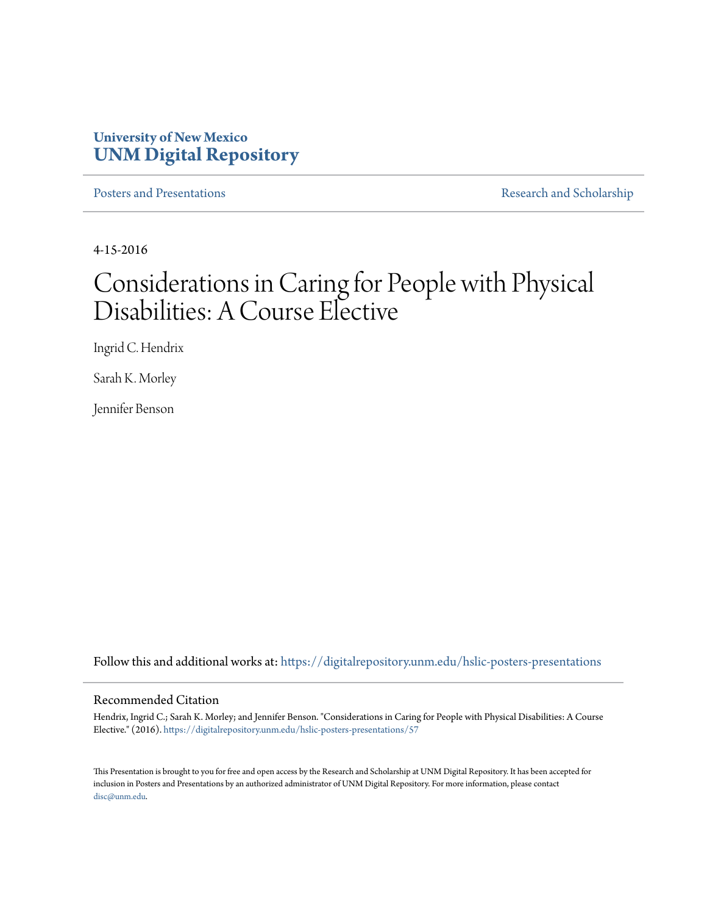University of New Mexico
**UNM Digital Repository**

Posters and Presentations | Research and Scholarship

4-15-2016

# Considerations in Caring for People with Physical Disabilities: A Course Elective

Ingrid C. Hendrix

Sarah K. Morley

Jennifer Benson

Follow this and additional works at: https://digitalrepository.unm.edu/hslic-posters-presentations

## Recommended Citation

Hendrix, Ingrid C.; Sarah K. Morley; and Jennifer Benson. "Considerations in Caring for People with Physical Disabilities: A Course Elective." (2016). https://digitalrepository.unm.edu/hslic-posters-presentations/57

This Presentation is brought to you for free and open access by the Research and Scholarship at UNM Digital Repository. It has been accepted for inclusion in Posters and Presentations by an authorized administrator of UNM Digital Repository. For more information, please contact disc@unm.edu.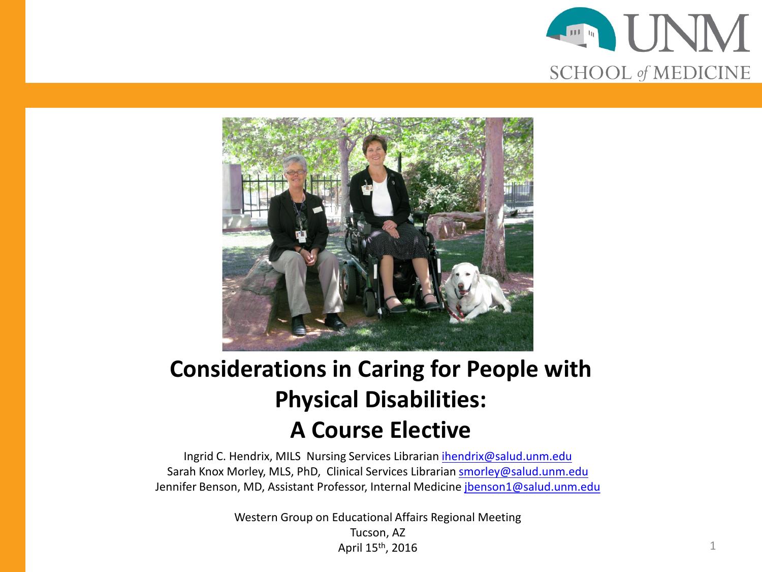# Considerations in Caring for People with Physical Disabilities: A Course Elective

Ingrid C. Hendrix, MILS Nursing Services Librarian ihendrix@salud.unm.edu
Sarah Knox Morley, MLS, PhD, Clinical Services Librarian smorley@salud.unm.edu
Jennifer Benson, MD, Assistant Professor, Internal Medicine jbenson1@salud.unm.edu

Western Group on Educational Affairs Regional Meeting
Tucson, AZ
April 15th, 2016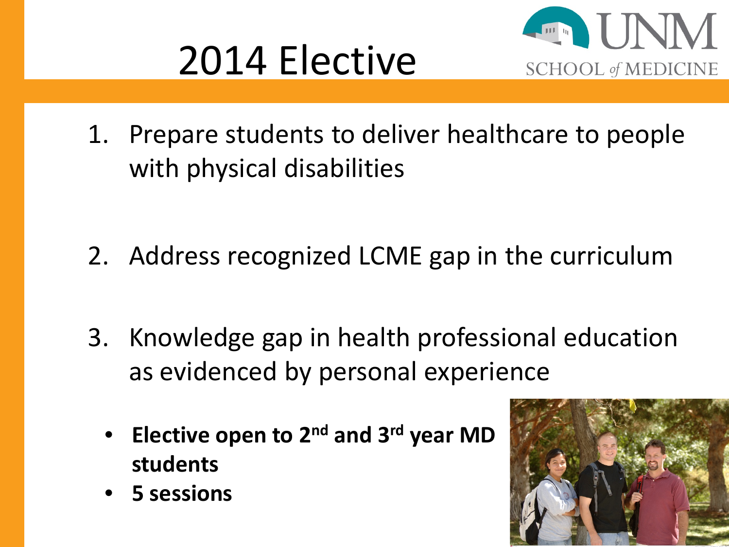# 2014 Elective

1. Prepare students to deliver healthcare to people with physical disabilities

2. Address recognized LCME gap in the curriculum

3. Knowledge gap in health professional education as evidenced by personal experience

- **Elective open to 2nd and 3rd year MD students**
- **5 sessions**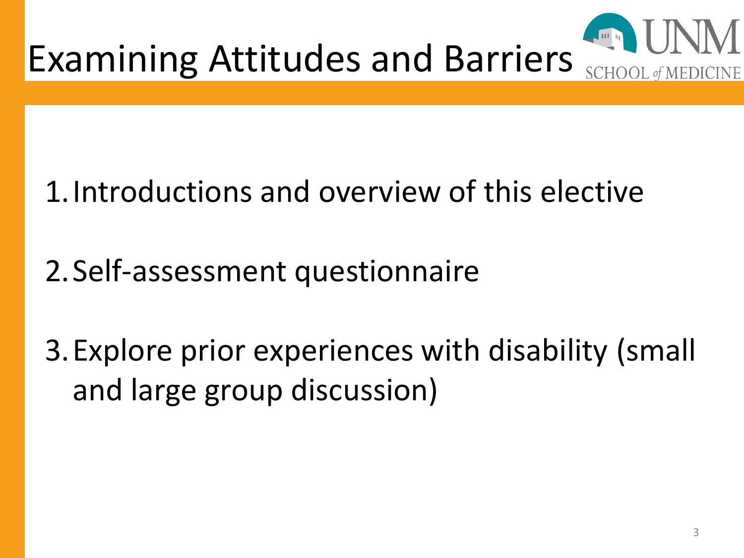# Examining Attitudes and Barriers

1. Introductions and overview of this elective
2. Self-assessment questionnaire
3. Explore prior experiences with disability (small and large group discussion)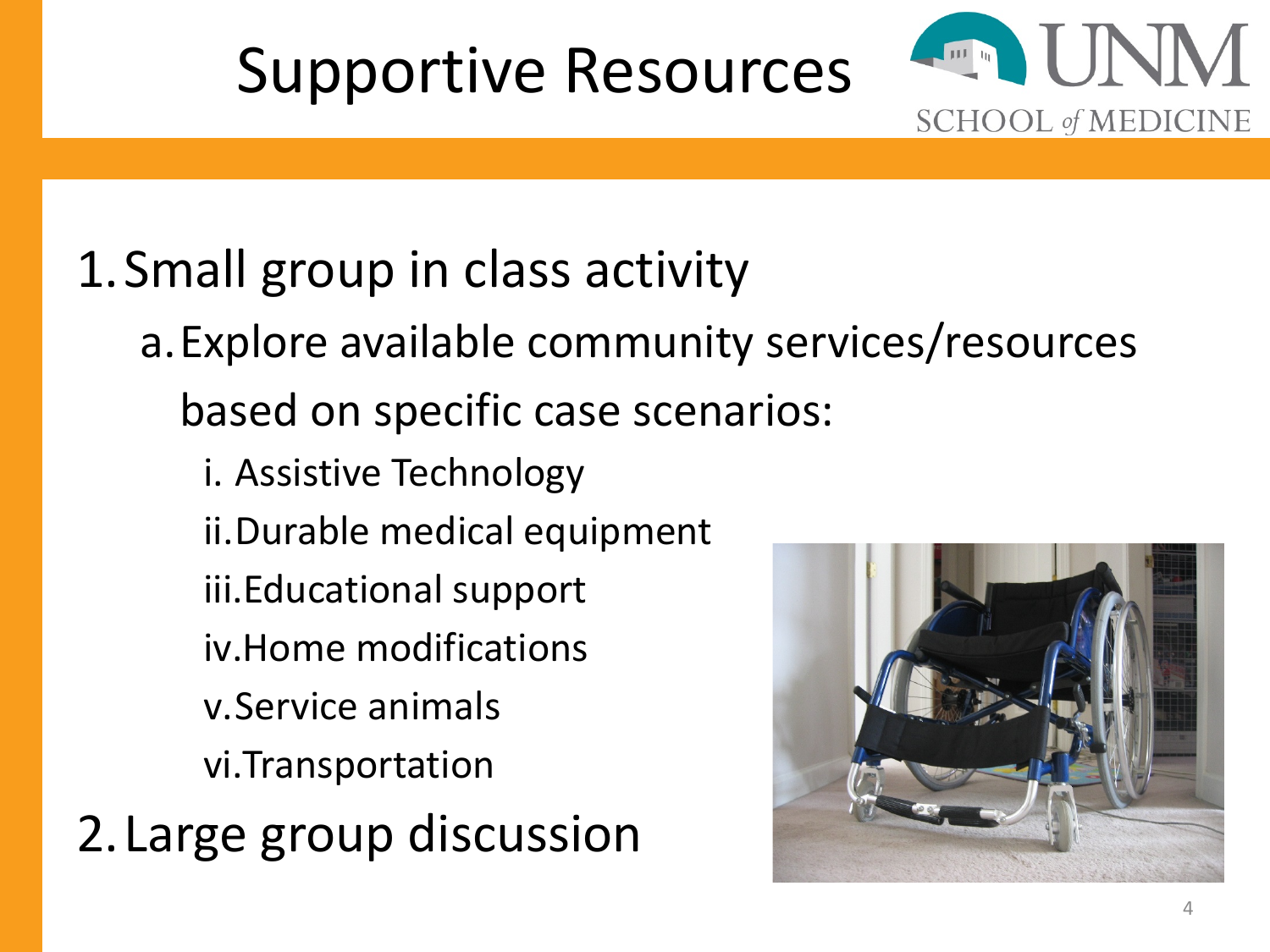# Supportive Resources

1. Small group in class activity
   a. Explore available community services/resources based on specific case scenarios:
      i. Assistive Technology
      ii. Durable medical equipment
      iii. Educational support
      iv. Home modifications
      v. Service animals
      vi. Transportation
2. Large group discussion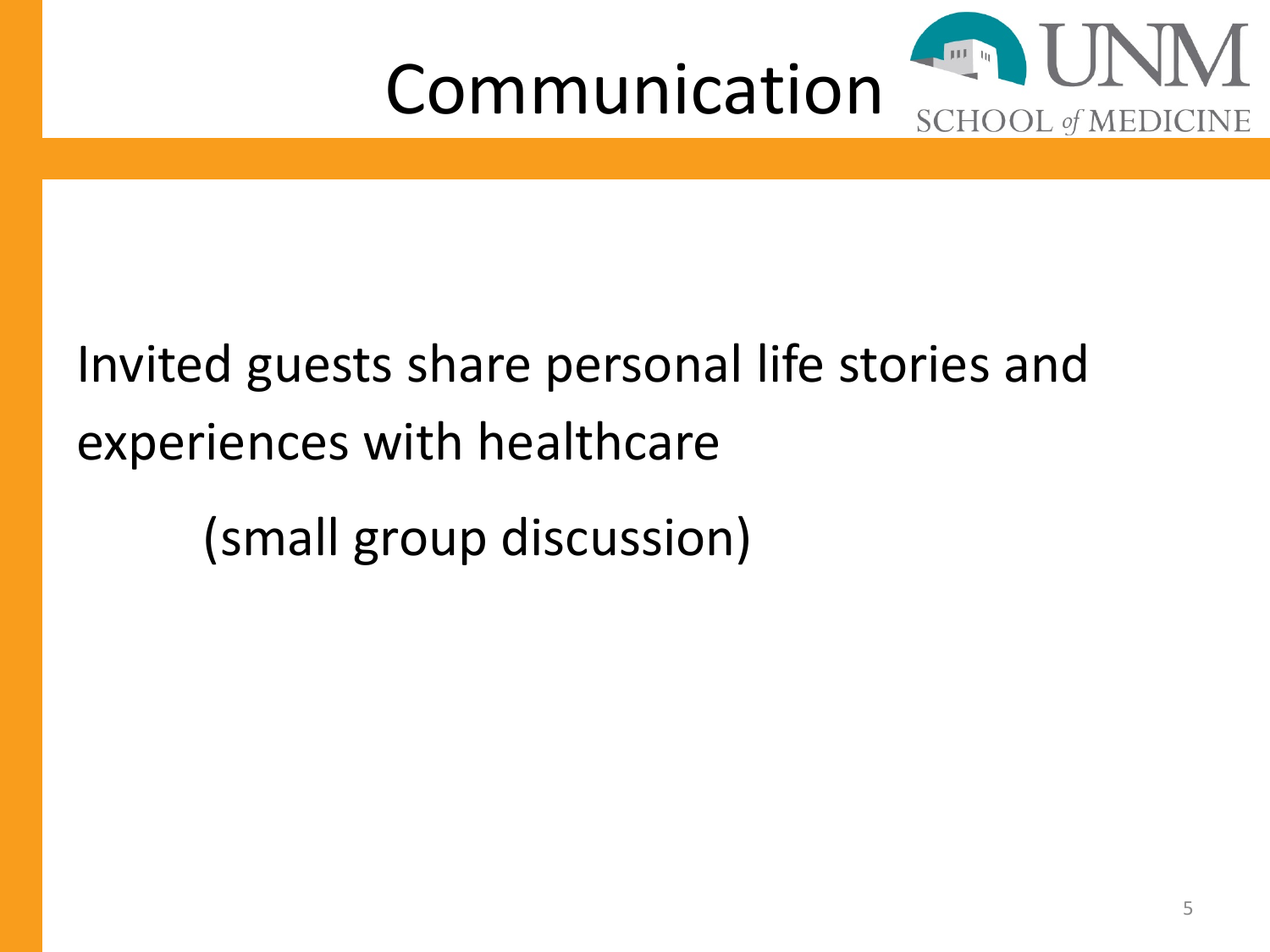# Communication

Invited guests share personal life stories and experiences with healthcare

(small group discussion)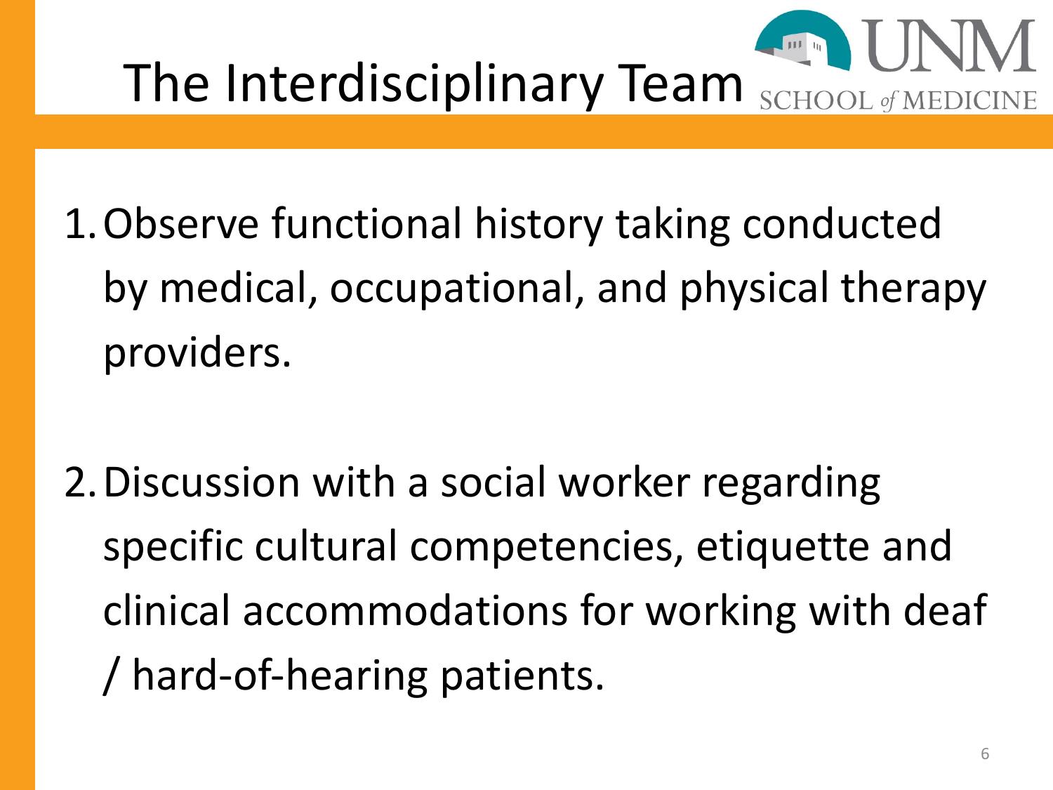# The Interdisciplinary Team

1. Observe functional history taking conducted by medical, occupational, and physical therapy providers.

2. Discussion with a social worker regarding specific cultural competencies, etiquette and clinical accommodations for working with deaf / hard-of-hearing patients.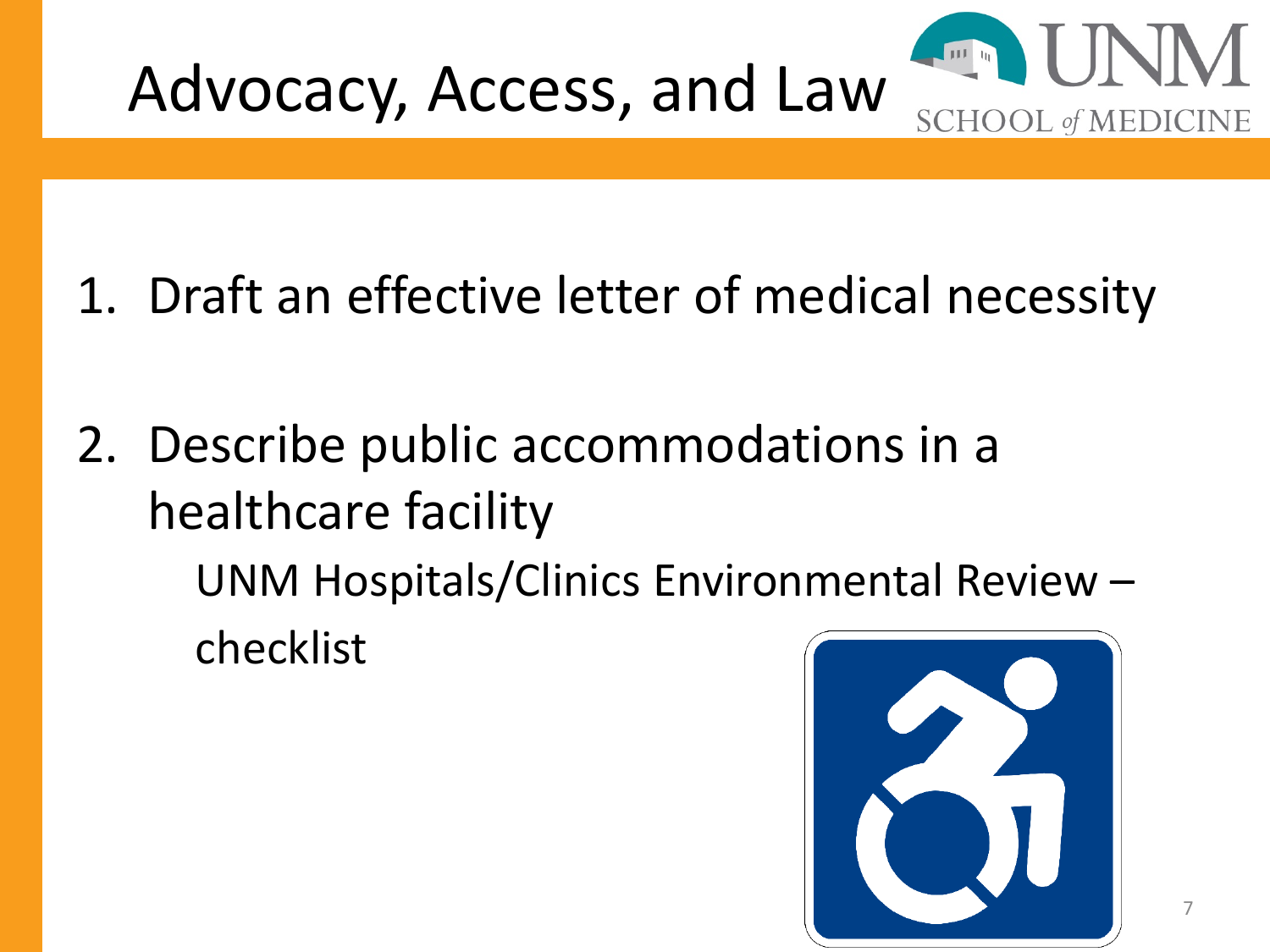# Advocacy, Access, and Law

1. Draft an effective letter of medical necessity

2. Describe public accommodations in a healthcare facility

   UNM Hospitals/Clinics Environmental Review – checklist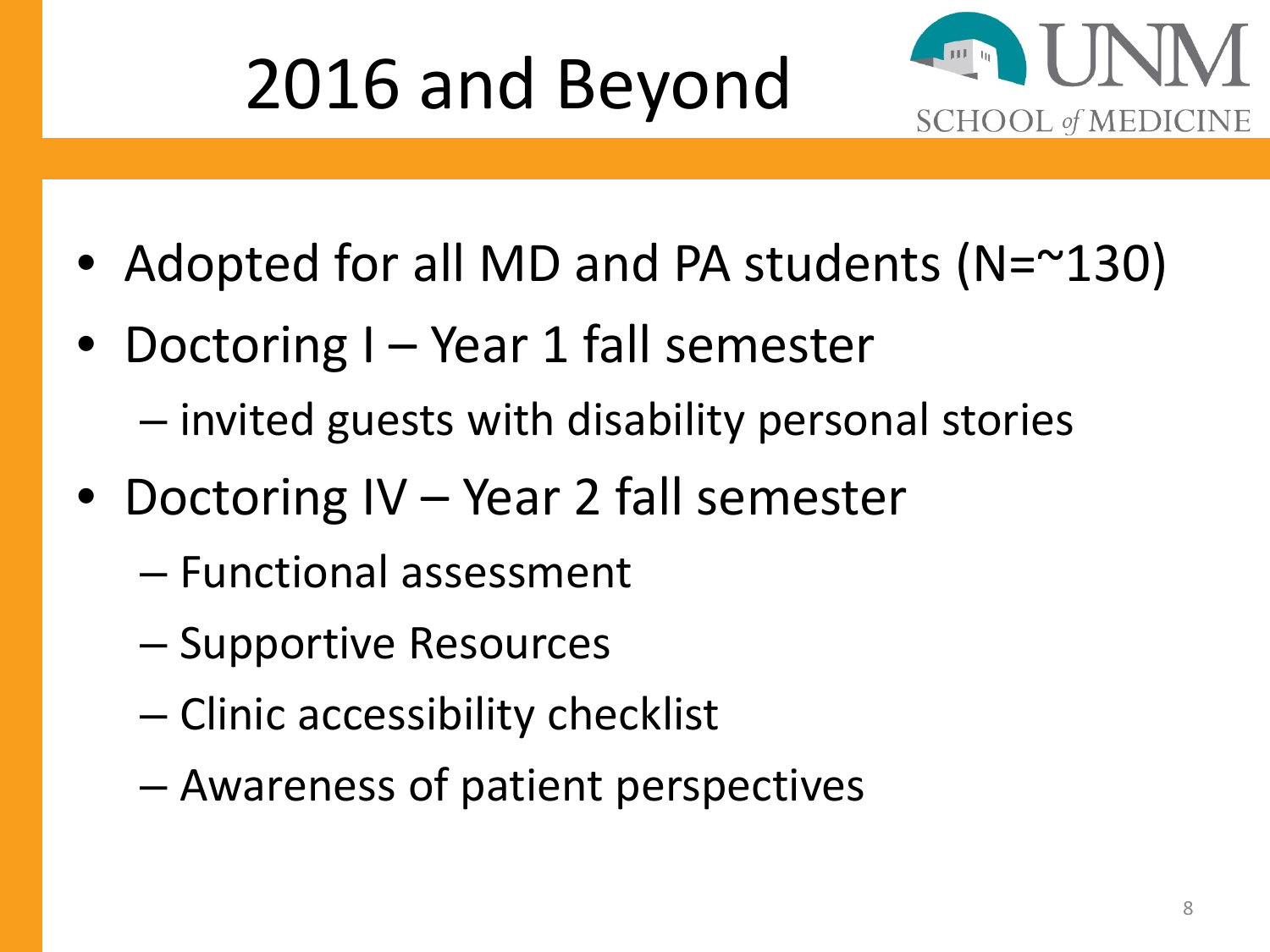# 2016 and Beyond

UNM SCHOOL of MEDICINE

- Adopted for all MD and PA students (N=~130)
- Doctoring I – Year 1 fall semester
  - invited guests with disability personal stories
- Doctoring IV – Year 2 fall semester
  - Functional assessment
  - Supportive Resources
  - Clinic accessibility checklist
  - Awareness of patient perspectives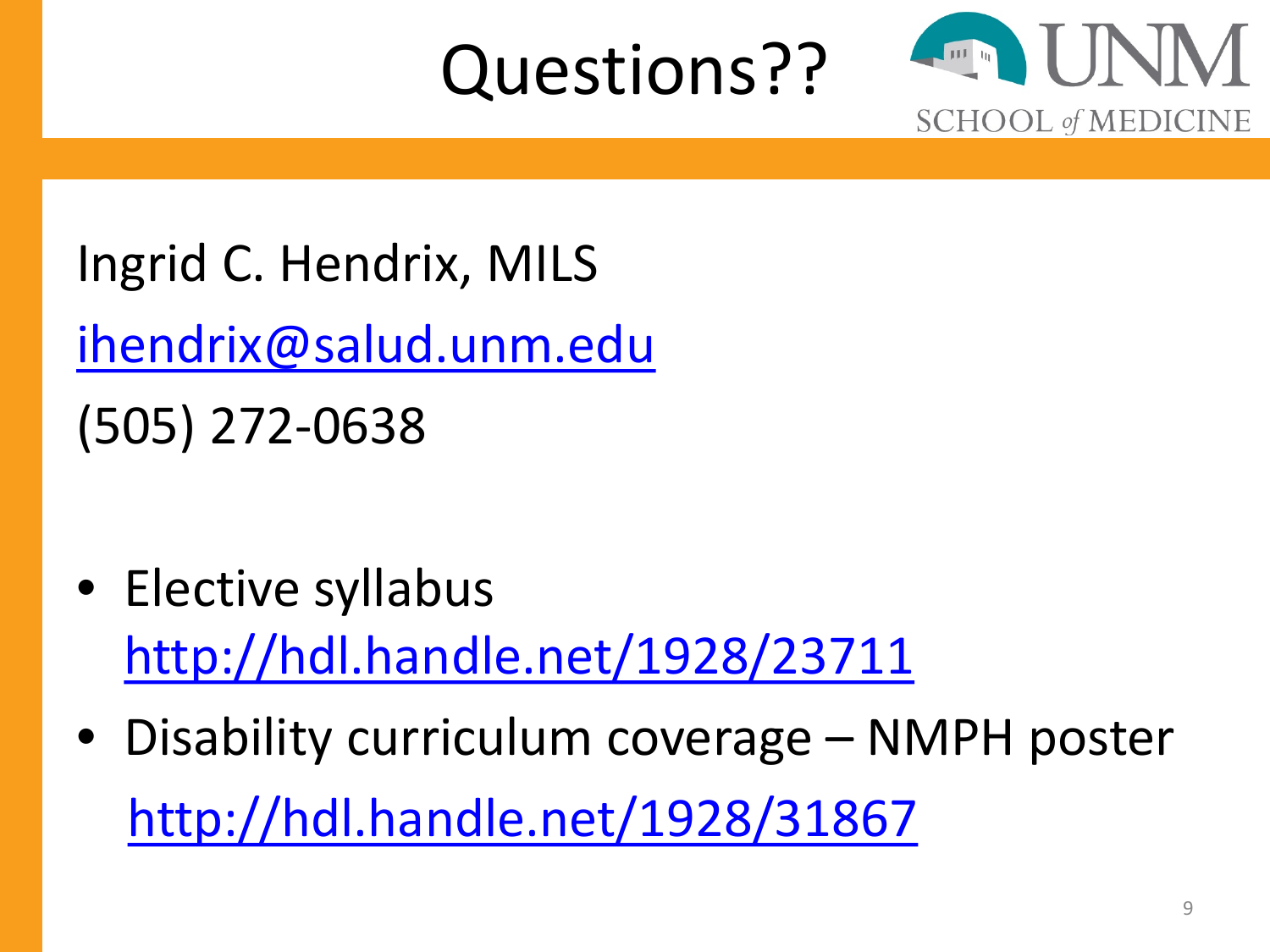# Questions??

UNM SCHOOL of MEDICINE

Ingrid C. Hendrix, MILS

ihendrix@salud.unm.edu

(505) 272-0638

- Elective syllabus
  http://hdl.handle.net/1928/23711
- Disability curriculum coverage – NMPH poster
  http://hdl.handle.net/1928/31867